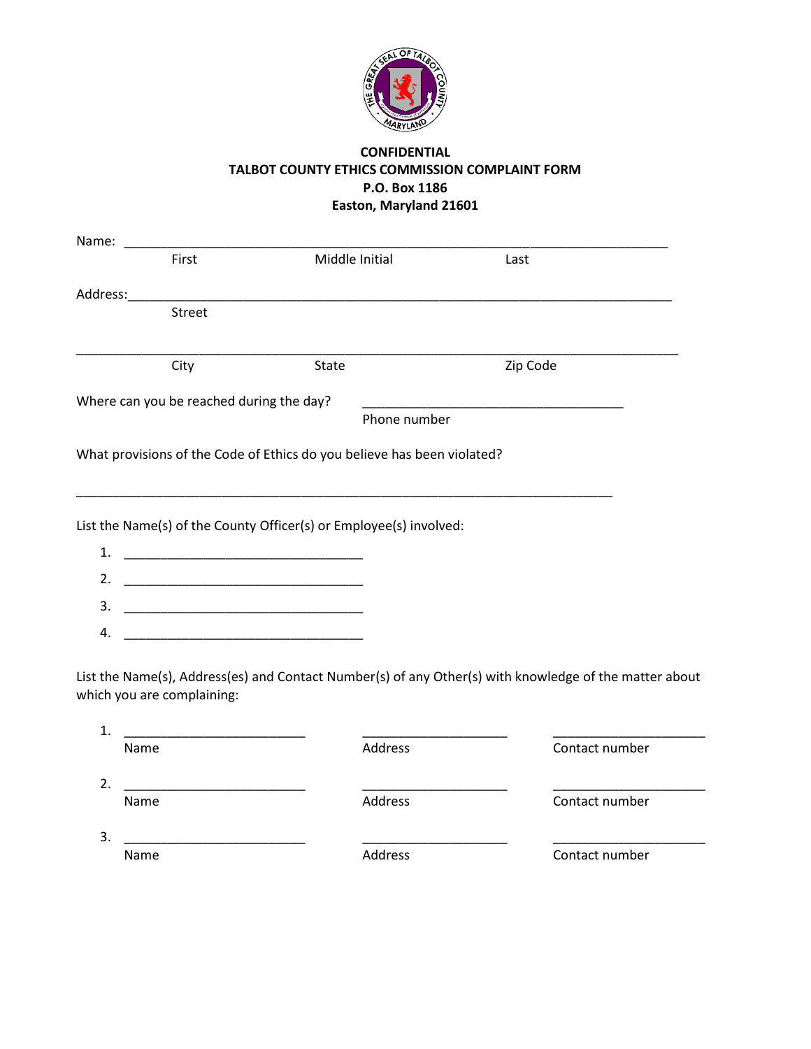**CONFIDENTIAL**
**TALBOT COUNTY ETHICS COMMISSION COMPLAINT FORM**
**P.O. Box 1186**
**Easton, Maryland 21601**

Name: ______________________________________________________________________________
First Middle Initial Last

Address:_____________________________________________________________________________
Street

______________________________________________________________________________________
City State Zip Code

Where can you be reached during the day? ____________________________________
Phone number

What provisions of the Code of Ethics do you believe has been violated?

______________________________________________________________________________

List the Name(s) of the County Officer(s) or Employee(s) involved:

1. ___________________________________
2. ___________________________________
3. ___________________________________
4. ___________________________________

List the Name(s), Address(es) and Contact Number(s) of any Other(s) with knowledge of the matter about which you are complaining:

1. __________________________ ____________________ ______________________
Name Address Contact number

2. __________________________ ____________________ ______________________
Name Address Contact number

3. __________________________ ____________________ ______________________
Name Address Contact number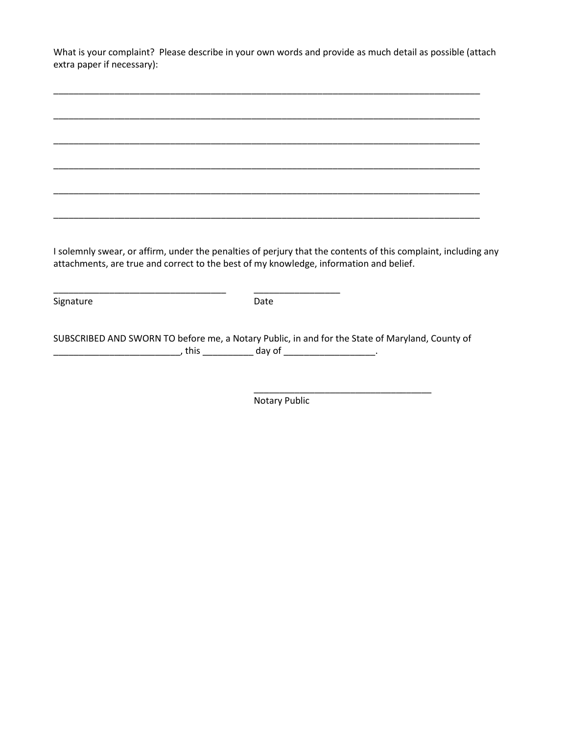What is your complaint? Please describe in your own words and provide as much detail as possible (attach extra paper if necessary):

______________________________________________________________________________________

______________________________________________________________________________________

______________________________________________________________________________________

______________________________________________________________________________________

______________________________________________________________________________________

______________________________________________________________________________________

I solemnly swear, or affirm, under the penalties of perjury that the contents of this complaint, including any attachments, are true and correct to the best of my knowledge, information and belief.

__________________________________ _________________

Signature Date

SUBSCRIBED AND SWORN TO before me, a Notary Public, in and for the State of Maryland, County of _________________________, this __________ day of __________________.

___________________________________

Notary Public